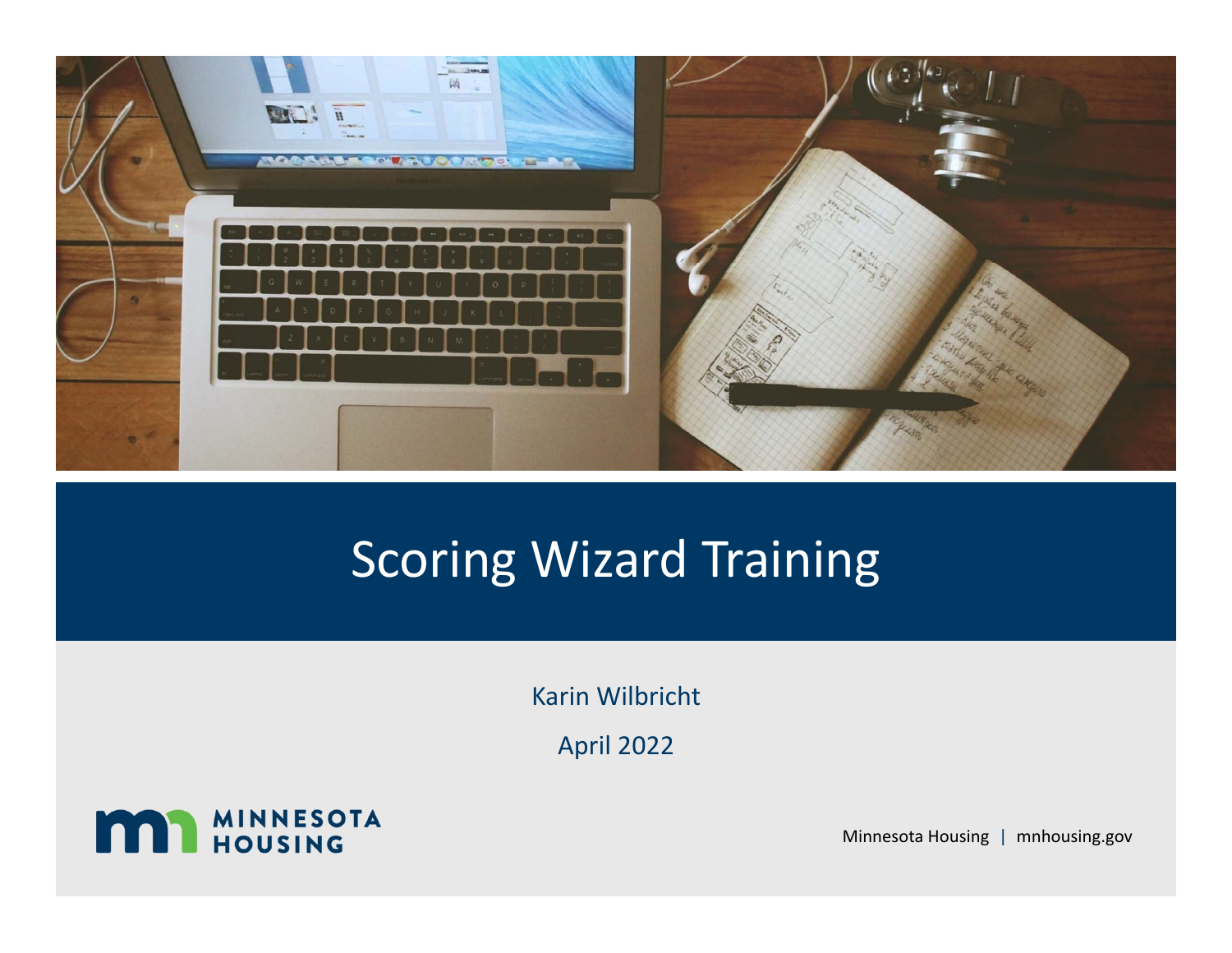# Scoring Wizard Training

Karin Wilbricht

April 2022

MINNESOTA HOUSING

Minnesota Housing | mnhousing.gov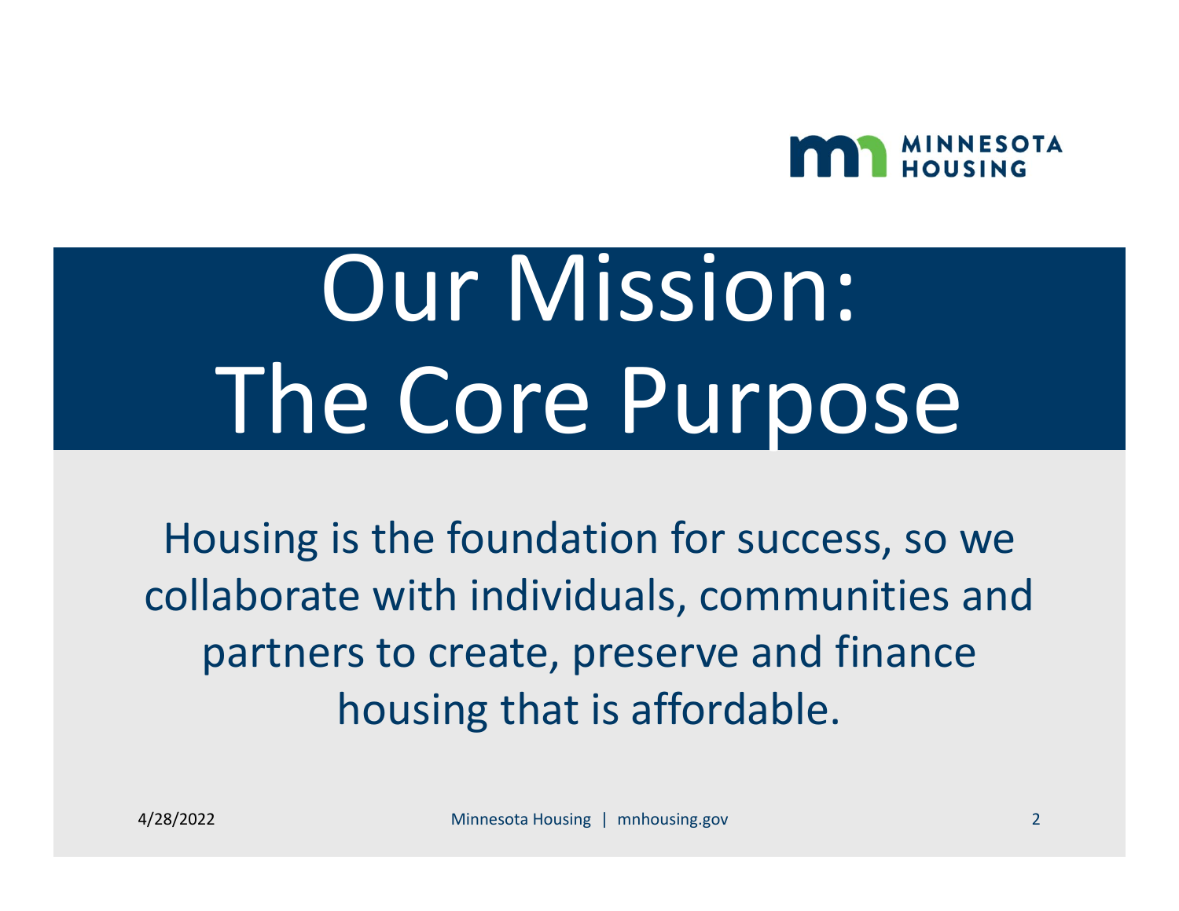# Our Mission: The Core Purpose

Housing is the foundation for success, so we collaborate with individuals, communities and partners to create, preserve and finance housing that is affordable.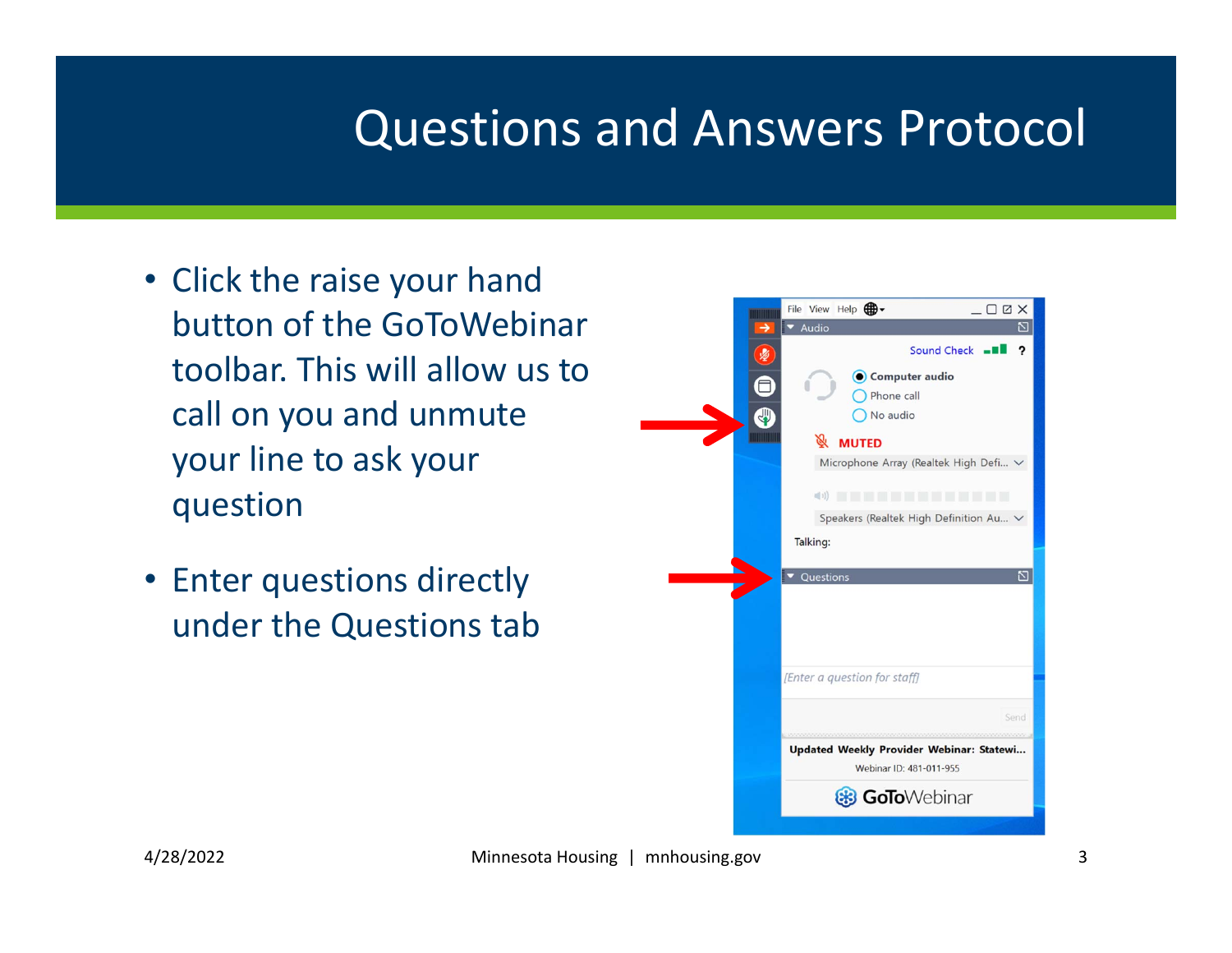# Questions and Answers Protocol

- Click the raise your hand button of the GoToWebinar toolbar. This will allow us to call on you and unmute your line to ask your question
- Enter questions directly under the Questions tab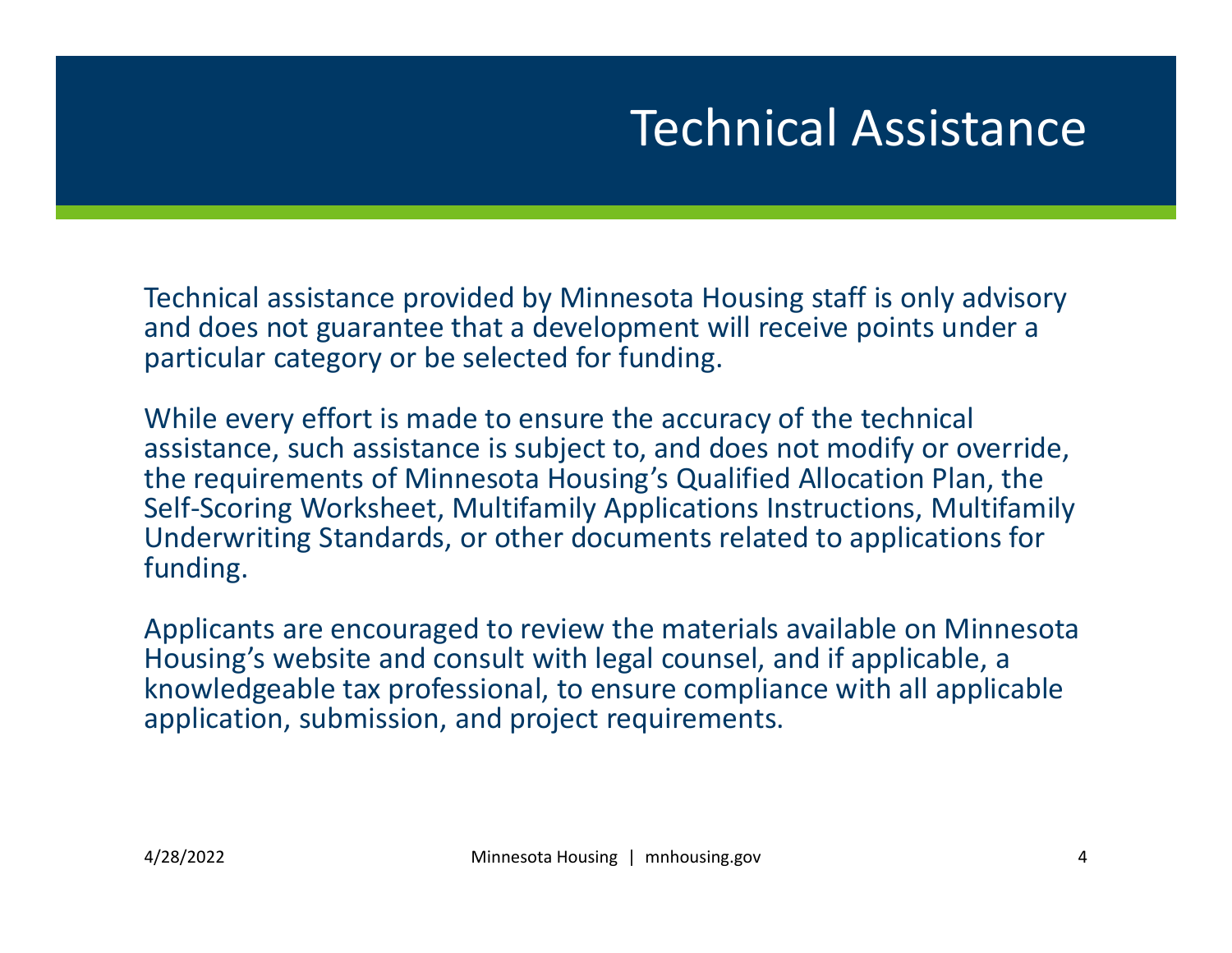# Technical Assistance

Technical assistance provided by Minnesota Housing staff is only advisory and does not guarantee that a development will receive points under a particular category or be selected for funding.

While every effort is made to ensure the accuracy of the technical assistance, such assistance is subject to, and does not modify or override, the requirements of Minnesota Housing's Qualified Allocation Plan, the Self-Scoring Worksheet, Multifamily Applications Instructions, Multifamily Underwriting Standards, or other documents related to applications for funding.

Applicants are encouraged to review the materials available on Minnesota Housing's website and consult with legal counsel, and if applicable, a knowledgeable tax professional, to ensure compliance with all applicable application, submission, and project requirements.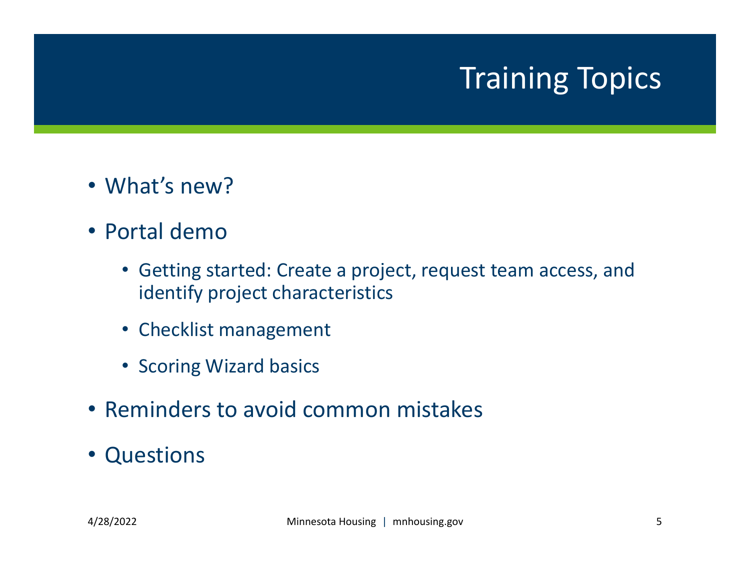# Training Topics

- What's new?
- Portal demo
  - Getting started: Create a project, request team access, and identify project characteristics
  - Checklist management
  - Scoring Wizard basics
- Reminders to avoid common mistakes
- Questions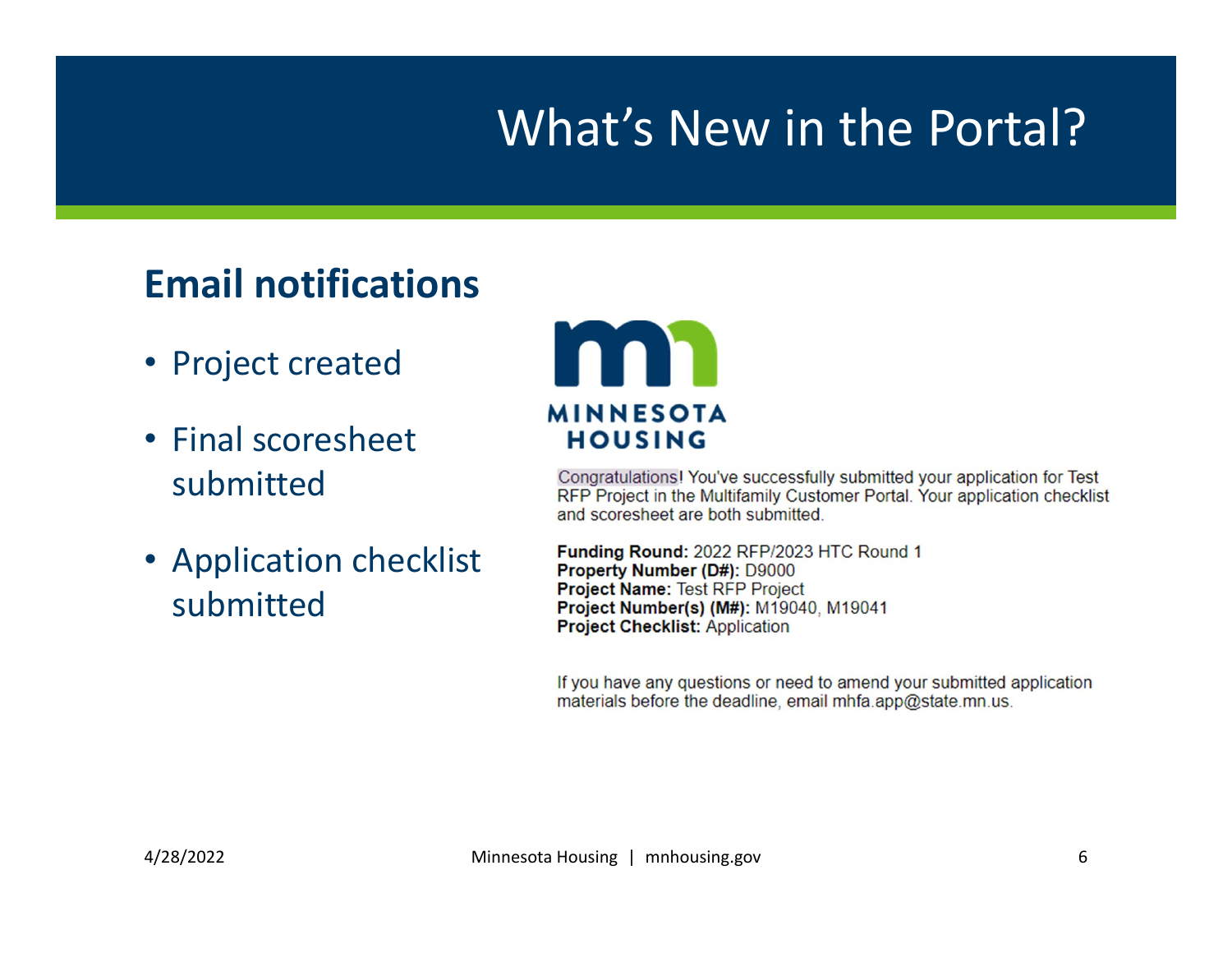# What's New in the Portal?

## Email notifications

- Project created
- Final scoresheet submitted
- Application checklist submitted

MINNESOTA HOUSING

Congratulations! You've successfully submitted your application for Test RFP Project in the Multifamily Customer Portal. Your application checklist and scoresheet are both submitted.

**Funding Round:** 2022 RFP/2023 HTC Round 1
**Property Number (D#):** D9000
**Project Name:** Test RFP Project
**Project Number(s) (M#):** M19040, M19041
**Project Checklist:** Application

If you have any questions or need to amend your submitted application materials before the deadline, email mhfa.app@state.mn.us.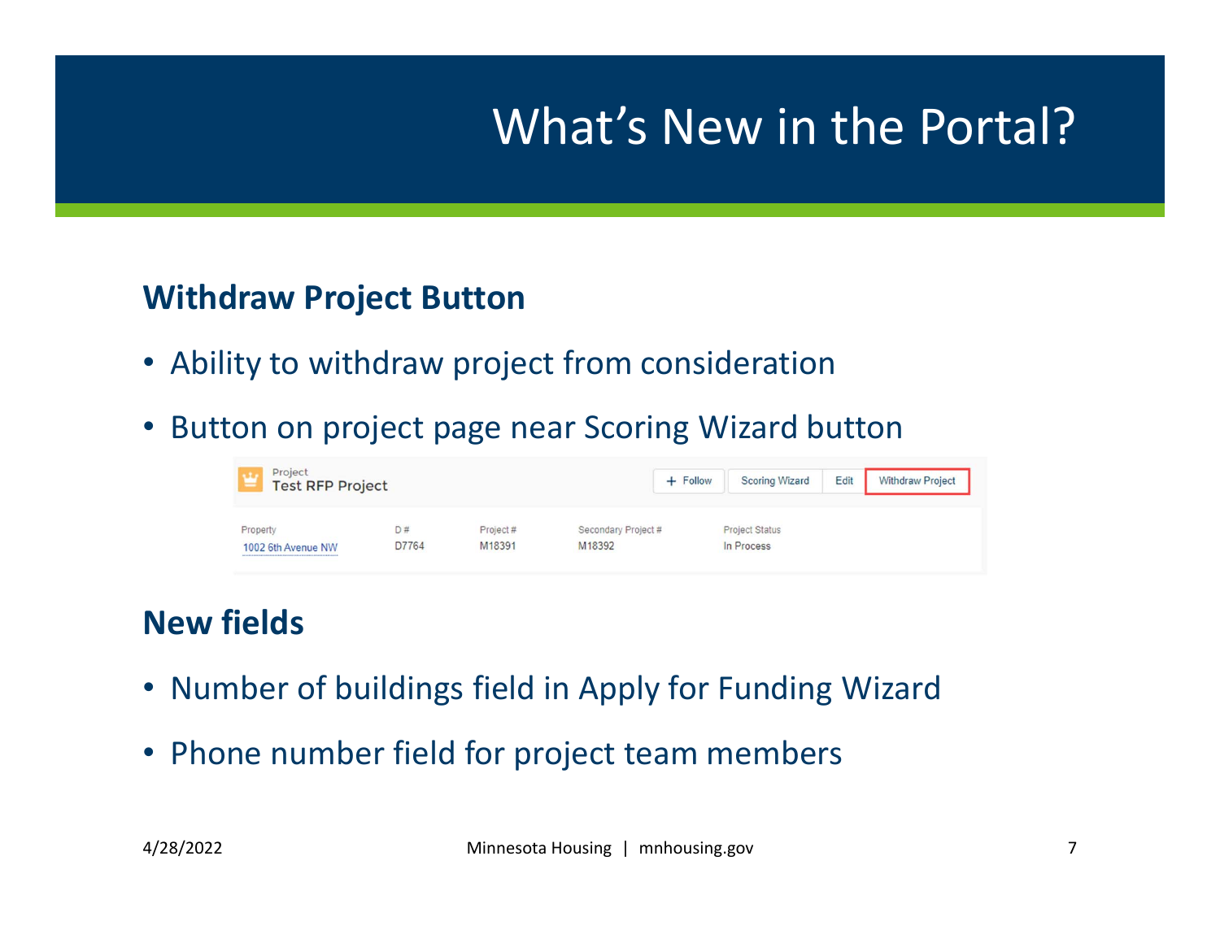# What's New in the Portal?

## Withdraw Project Button

- Ability to withdraw project from consideration
- Button on project page near Scoring Wizard button

## New fields

- Number of buildings field in Apply for Funding Wizard
- Phone number field for project team members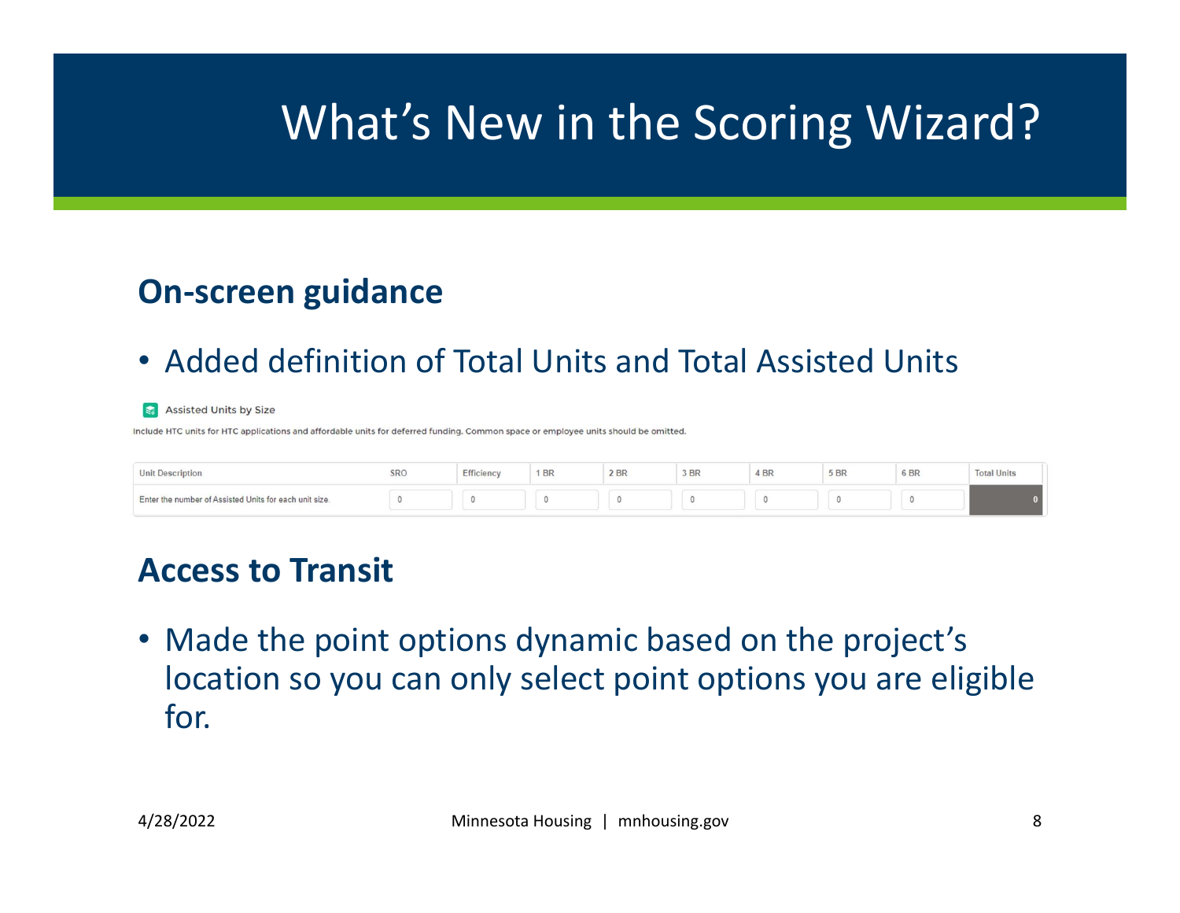# What's New in the Scoring Wizard?

## On-screen guidance

- Added definition of Total Units and Total Assisted Units

Assisted Units by Size

Include HTC units for HTC applications and affordable units for deferred funding. Common space or employee units should be omitted.

| Unit Description | SRO | Efficiency | 1 BR | 2 BR | 3 BR | 4 BR | 5 BR | 6 BR | Total Units |
|---|---|---|---|---|---|---|---|---|---|
| Enter the number of Assisted Units for each unit size. | 0 | 0 | 0 | 0 | 0 | 0 | 0 | 0 | 0 |

## Access to Transit

- Made the point options dynamic based on the project's location so you can only select point options you are eligible for.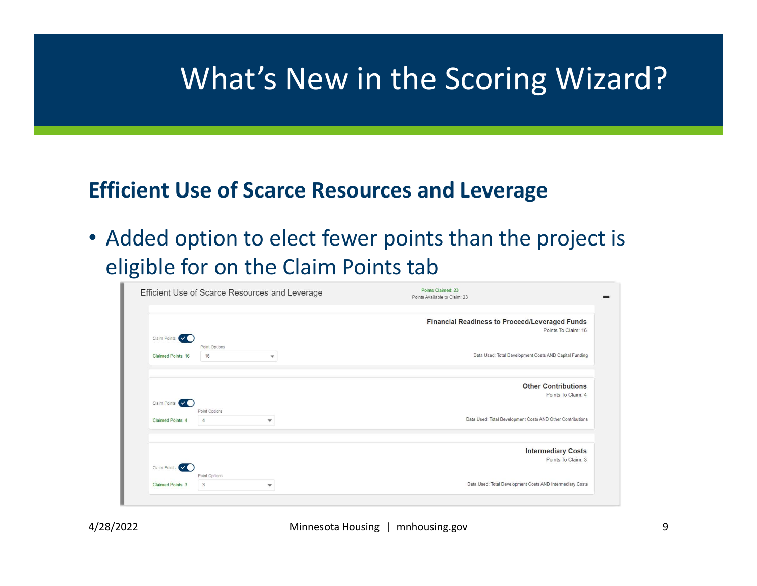# What's New in the Scoring Wizard?

## Efficient Use of Scarce Resources and Leverage

- Added option to elect fewer points than the project is eligible for on the Claim Points tab

Efficient Use of Scarce Resources and Leverage

Points Claimed: 23
Points Available to Claim: 23

**Financial Readiness to Proceed/Leveraged Funds**
Points To Claim: 16

Claim Points
Point Options
Claimed Points: 16 | 16

Data Used: Total Development Costs AND Capital Funding

**Other Contributions**
Points To Claim: 4

Claim Points
Point Options
Claimed Points: 4 | 4

Data Used: Total Development Costs AND Other Contributions

**Intermediary Costs**
Points To Claim: 3

Claim Points
Point Options
Claimed Points: 3 | 3

Data Used: Total Development Costs AND Intermediary Costs

4/28/2022 Minnesota Housing | mnhousing.gov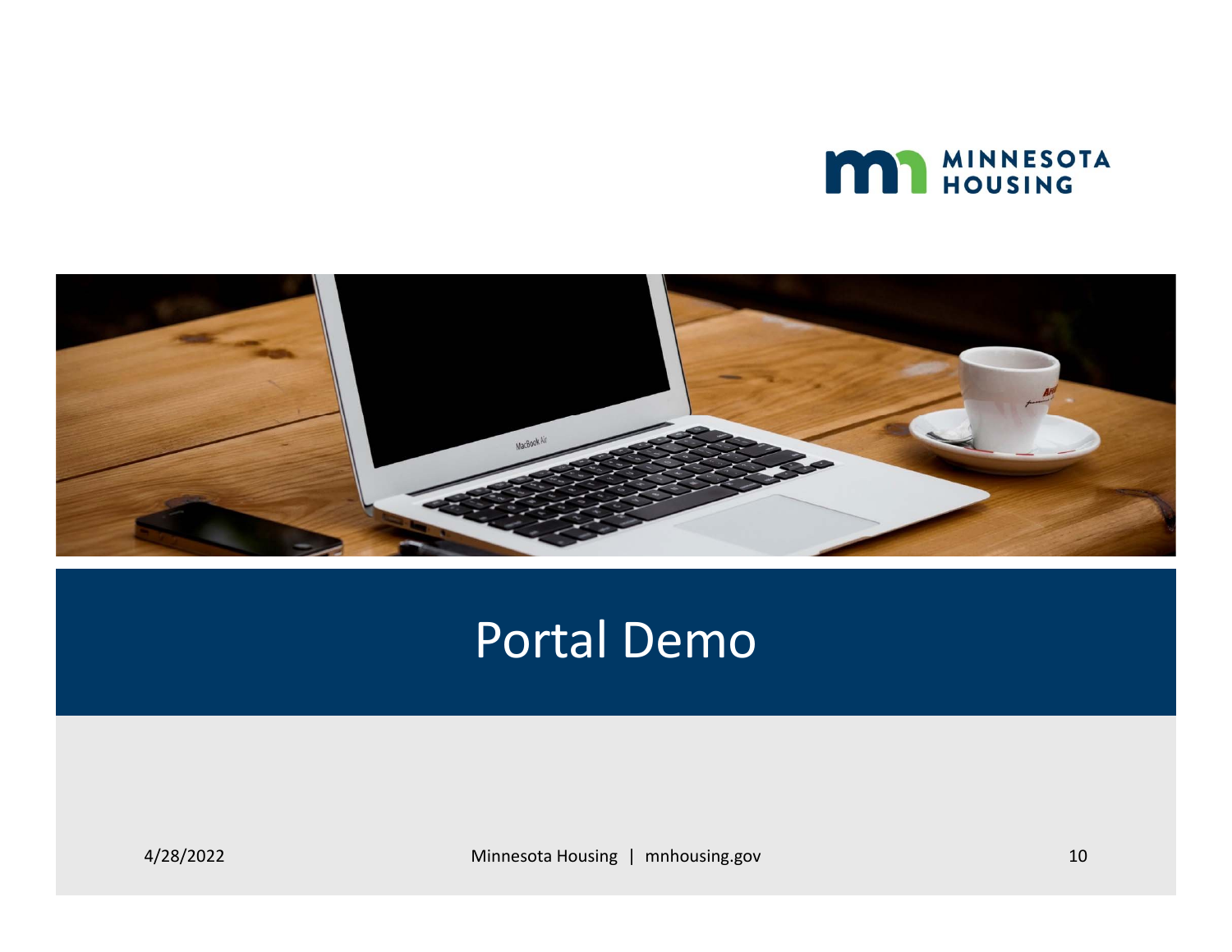# Portal Demo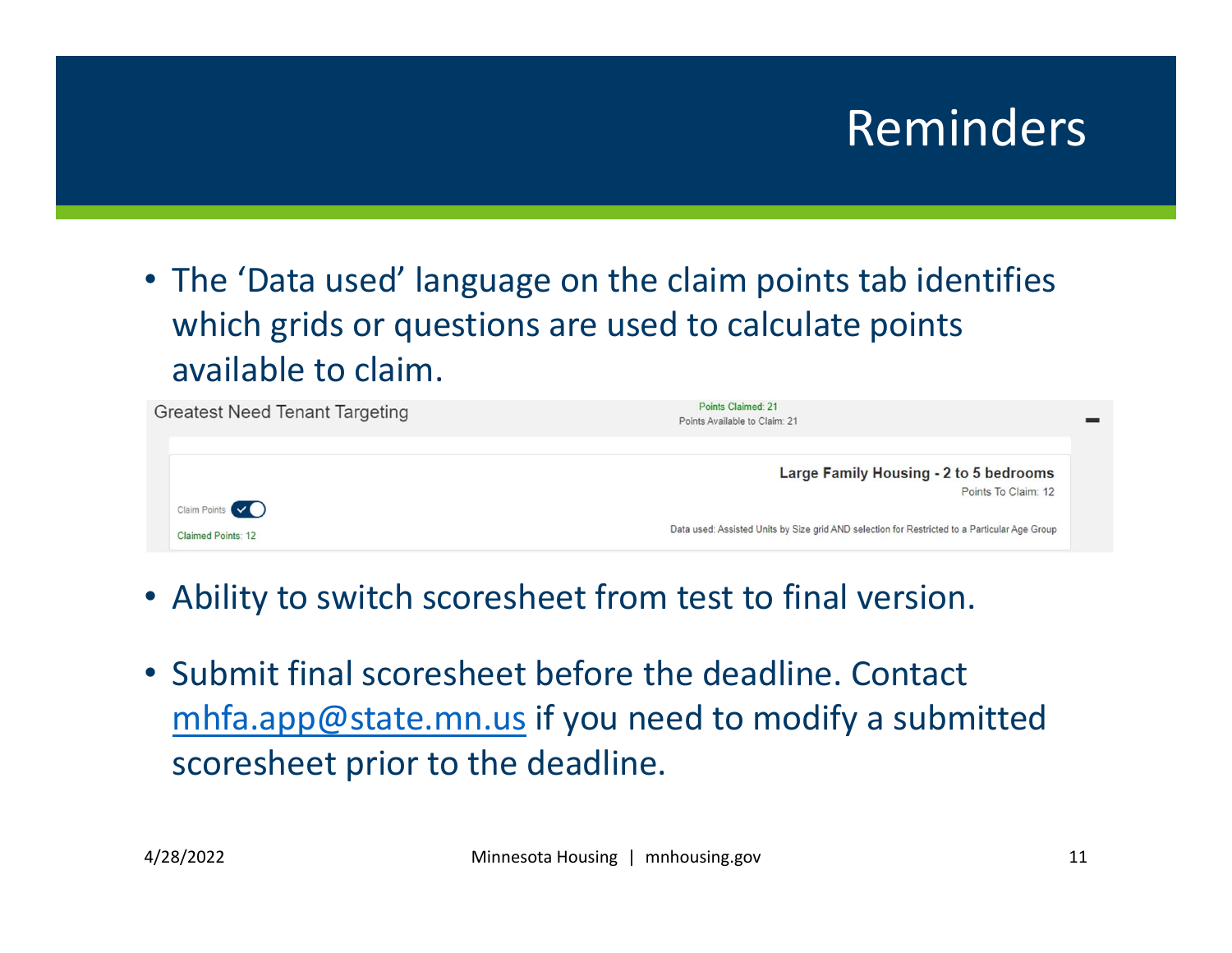# Reminders

- The ‘Data used’ language on the claim points tab identifies which grids or questions are used to calculate points available to claim.

Greatest Need Tenant Targeting

Points Claimed: 21
Points Available to Claim: 21

Large Family Housing - 2 to 5 bedrooms
Points To Claim: 12

Claim Points

Claimed Points: 12

Data used: Assisted Units by Size grid AND selection for Restricted to a Particular Age Group

- Ability to switch scoresheet from test to final version.

- Submit final scoresheet before the deadline. Contact mhfa.app@state.mn.us if you need to modify a submitted scoresheet prior to the deadline.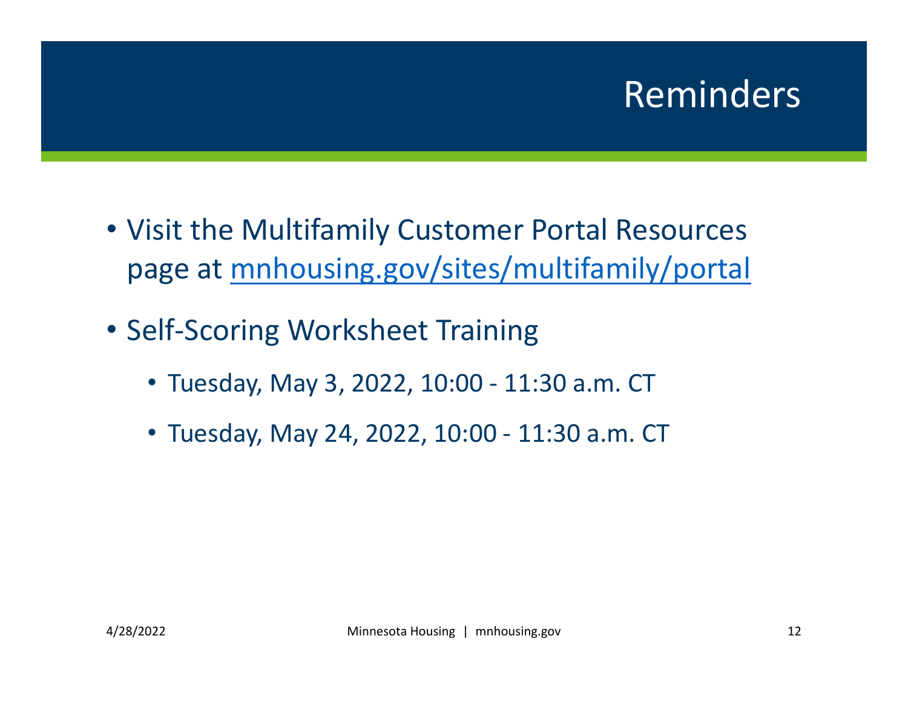# Reminders

- Visit the Multifamily Customer Portal Resources page at [mnhousing.gov/sites/multifamily/portal](mnhousing.gov/sites/multifamily/portal)
- Self-Scoring Worksheet Training
  - Tuesday, May 3, 2022, 10:00 - 11:30 a.m. CT
  - Tuesday, May 24, 2022, 10:00 - 11:30 a.m. CT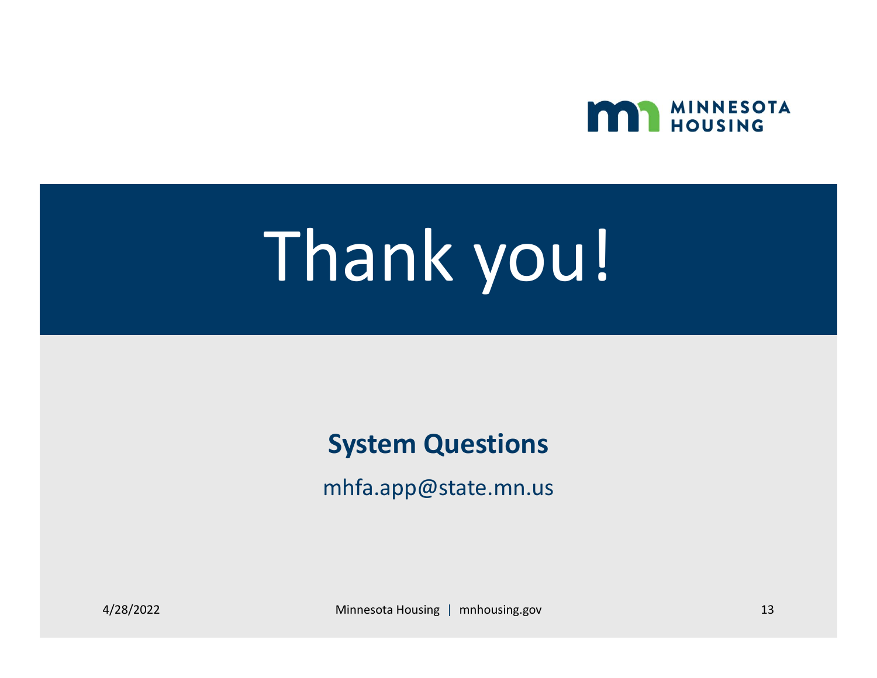MINNESOTA HOUSING

# Thank you!

**System Questions**

mhfa.app@state.mn.us